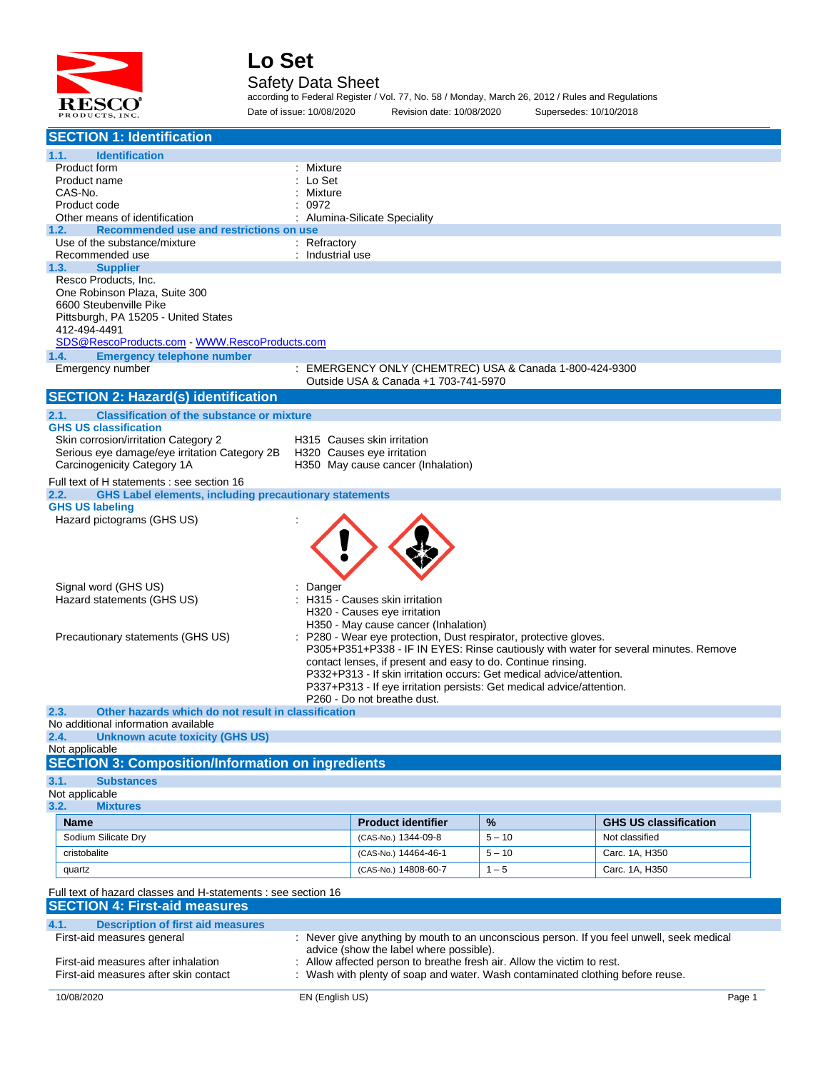# Lo Set

## Safety Data Sheet

according to Federal Register / Vol. 77, No. 58 / Monday, March 26, 2012 / Rules and Regulations

Date of issue: 10/08/2020 Revision date: 10/08/2020 Supersedes: 10/10/2018

## SECTION 1: Identification

### 1.1. Identification

| | |
|---|---|
| Product form | : Mixture |
| Product name | : Lo Set |
| CAS-No. | : Mixture |
| Product code | : 0972 |
| Other means of identification | : Alumina-Silicate Speciality |

### 1.2. Recommended use and restrictions on use

| | |
|---|---|
| Use of the substance/mixture | : Refractory |
| Recommended use | : Industrial use |

### 1.3. Supplier

Resco Products, Inc.
One Robinson Plaza, Suite 300
6600 Steubenville Pike
Pittsburgh, PA 15205 - United States
412-494-4491
SDS@RescoProducts.com - WWW.RescoProducts.com

### 1.4. Emergency telephone number

Emergency number : EMERGENCY ONLY (CHEMTREC) USA & Canada 1-800-424-9300
Outside USA & Canada +1 703-741-5970

## SECTION 2: Hazard(s) identification

### 2.1. Classification of the substance or mixture

**GHS US classification**

| | |
|---|---|
| Skin corrosion/irritation Category 2 | H315 Causes skin irritation |
| Serious eye damage/eye irritation Category 2B | H320 Causes eye irritation |
| Carcinogenicity Category 1A | H350 May cause cancer (Inhalation) |

Full text of H statements : see section 16

### 2.2. GHS Label elements, including precautionary statements

**GHS US labeling**

Hazard pictograms (GHS US) :

Signal word (GHS US) : Danger

Hazard statements (GHS US) :
- H315 - Causes skin irritation
- H320 - Causes eye irritation
- H350 - May cause cancer (Inhalation)

Precautionary statements (GHS US) :
- P280 - Wear eye protection, Dust respirator, protective gloves.
- P305+P351+P338 - IF IN EYES: Rinse cautiously with water for several minutes. Remove contact lenses, if present and easy to do. Continue rinsing.
- P332+P313 - If skin irritation occurs: Get medical advice/attention.
- P337+P313 - If eye irritation persists: Get medical advice/attention.
- P260 - Do not breathe dust.

### 2.3. Other hazards which do not result in classification

No additional information available

### 2.4. Unknown acute toxicity (GHS US)

Not applicable

## SECTION 3: Composition/Information on ingredients

### 3.1. Substances

Not applicable

### 3.2. Mixtures

| Name | Product identifier | % | GHS US classification |
|---|---|---|---|
| Sodium Silicate Dry | (CAS-No.) 1344-09-8 | 5 – 10 | Not classified |
| cristobalite | (CAS-No.) 14464-46-1 | 5 – 10 | Carc. 1A, H350 |
| quartz | (CAS-No.) 14808-60-7 | 1 – 5 | Carc. 1A, H350 |

Full text of hazard classes and H-statements : see section 16

## SECTION 4: First-aid measures

### 4.1. Description of first aid measures

| | |
|---|---|
| First-aid measures general | : Never give anything by mouth to an unconscious person. If you feel unwell, seek medical advice (show the label where possible). |
| First-aid measures after inhalation | : Allow affected person to breathe fresh air. Allow the victim to rest. |
| First-aid measures after skin contact | : Wash with plenty of soap and water. Wash contaminated clothing before reuse. |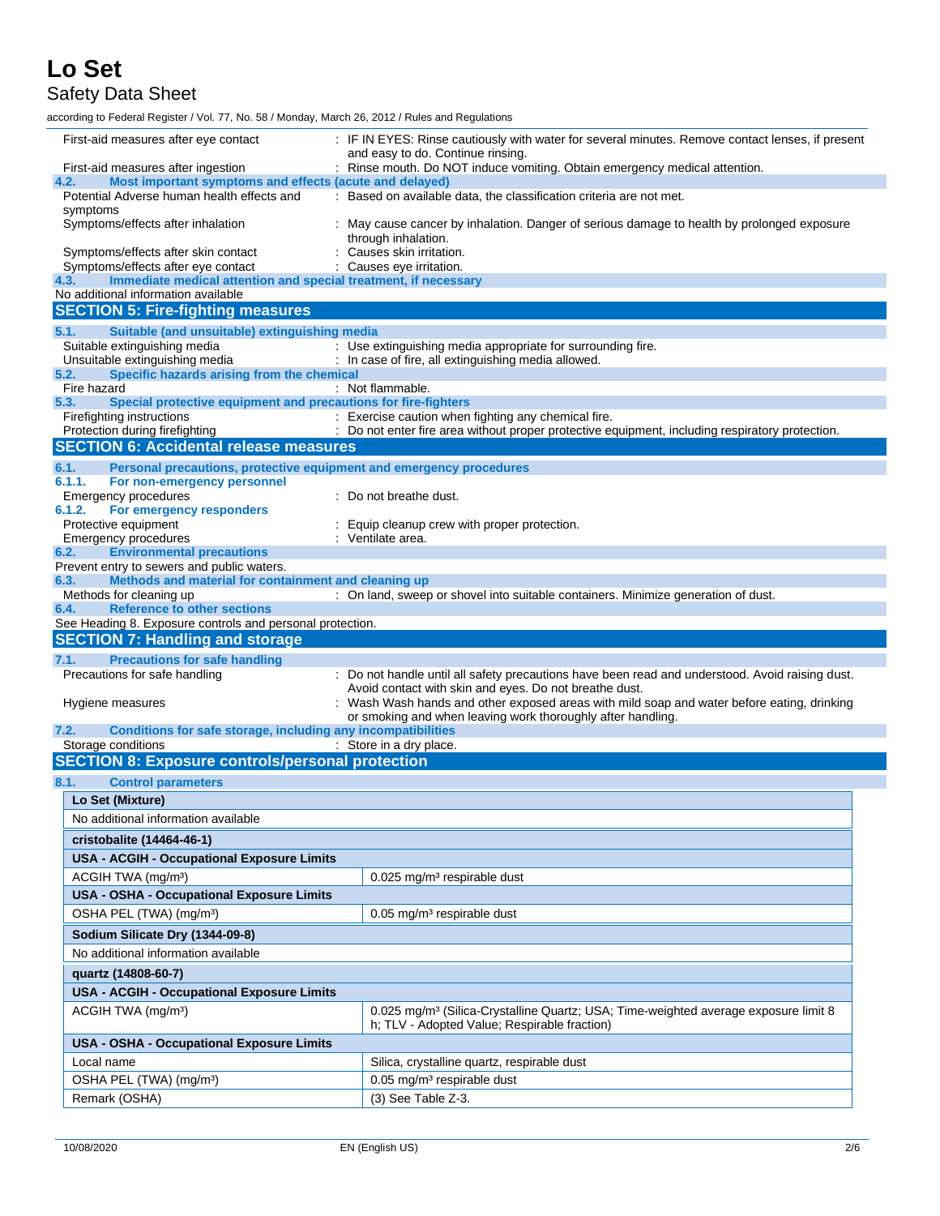| | |
|---|---|
| First-aid measures after eye contact | : IF IN EYES: Rinse cautiously with water for several minutes. Remove contact lenses, if present and easy to do. Continue rinsing. |
| First-aid measures after ingestion | : Rinse mouth. Do NOT induce vomiting. Obtain emergency medical attention. |

### 4.2. Most important symptoms and effects (acute and delayed)

| | |
|---|---|
| Potential Adverse human health effects and symptoms | : Based on available data, the classification criteria are not met. |
| Symptoms/effects after inhalation | : May cause cancer by inhalation. Danger of serious damage to health by prolonged exposure through inhalation. |
| Symptoms/effects after skin contact | : Causes skin irritation. |
| Symptoms/effects after eye contact | : Causes eye irritation. |

### 4.3. Immediate medical attention and special treatment, if necessary

No additional information available

## SECTION 5: Fire-fighting measures

### 5.1. Suitable (and unsuitable) extinguishing media

| | |
|---|---|
| Suitable extinguishing media | : Use extinguishing media appropriate for surrounding fire. |
| Unsuitable extinguishing media | : In case of fire, all extinguishing media allowed. |

### 5.2. Specific hazards arising from the chemical

| | |
|---|---|
| Fire hazard | : Not flammable. |

### 5.3. Special protective equipment and precautions for fire-fighters

| | |
|---|---|
| Firefighting instructions | : Exercise caution when fighting any chemical fire. |
| Protection during firefighting | : Do not enter fire area without proper protective equipment, including respiratory protection. |

## SECTION 6: Accidental release measures

### 6.1. Personal precautions, protective equipment and emergency procedures

#### 6.1.1. For non-emergency personnel

| | |
|---|---|
| Emergency procedures | : Do not breathe dust. |

#### 6.1.2. For emergency responders

| | |
|---|---|
| Protective equipment | : Equip cleanup crew with proper protection. |
| Emergency procedures | : Ventilate area. |

### 6.2. Environmental precautions

Prevent entry to sewers and public waters.

### 6.3. Methods and material for containment and cleaning up

| | |
|---|---|
| Methods for cleaning up | : On land, sweep or shovel into suitable containers. Minimize generation of dust. |

### 6.4. Reference to other sections

See Heading 8. Exposure controls and personal protection.

## SECTION 7: Handling and storage

### 7.1. Precautions for safe handling

| | |
|---|---|
| Precautions for safe handling | : Do not handle until all safety precautions have been read and understood. Avoid raising dust. Avoid contact with skin and eyes. Do not breathe dust. |
| Hygiene measures | : Wash Wash hands and other exposed areas with mild soap and water before eating, drinking or smoking and when leaving work thoroughly after handling. |

### 7.2. Conditions for safe storage, including any incompatibilities

| | |
|---|---|
| Storage conditions | : Store in a dry place. |

## SECTION 8: Exposure controls/personal protection

### 8.1. Control parameters

| **Lo Set (Mixture)** | |
|---|---|
| No additional information available | |
| **cristobalite (14464-46-1)** | |
| **USA - ACGIH - Occupational Exposure Limits** | |
| ACGIH TWA (mg/m³) | 0.025 mg/m³ respirable dust |
| **USA - OSHA - Occupational Exposure Limits** | |
| OSHA PEL (TWA) (mg/m³) | 0.05 mg/m³ respirable dust |
| **Sodium Silicate Dry (1344-09-8)** | |
| No additional information available | |
| **quartz (14808-60-7)** | |
| **USA - ACGIH - Occupational Exposure Limits** | |
| ACGIH TWA (mg/m³) | 0.025 mg/m³ (Silica-Crystalline Quartz; USA; Time-weighted average exposure limit 8 h; TLV - Adopted Value; Respirable fraction) |
| **USA - OSHA - Occupational Exposure Limits** | |
| Local name | Silica, crystalline quartz, respirable dust |
| OSHA PEL (TWA) (mg/m³) | 0.05 mg/m³ respirable dust |
| Remark (OSHA) | (3) See Table Z-3. |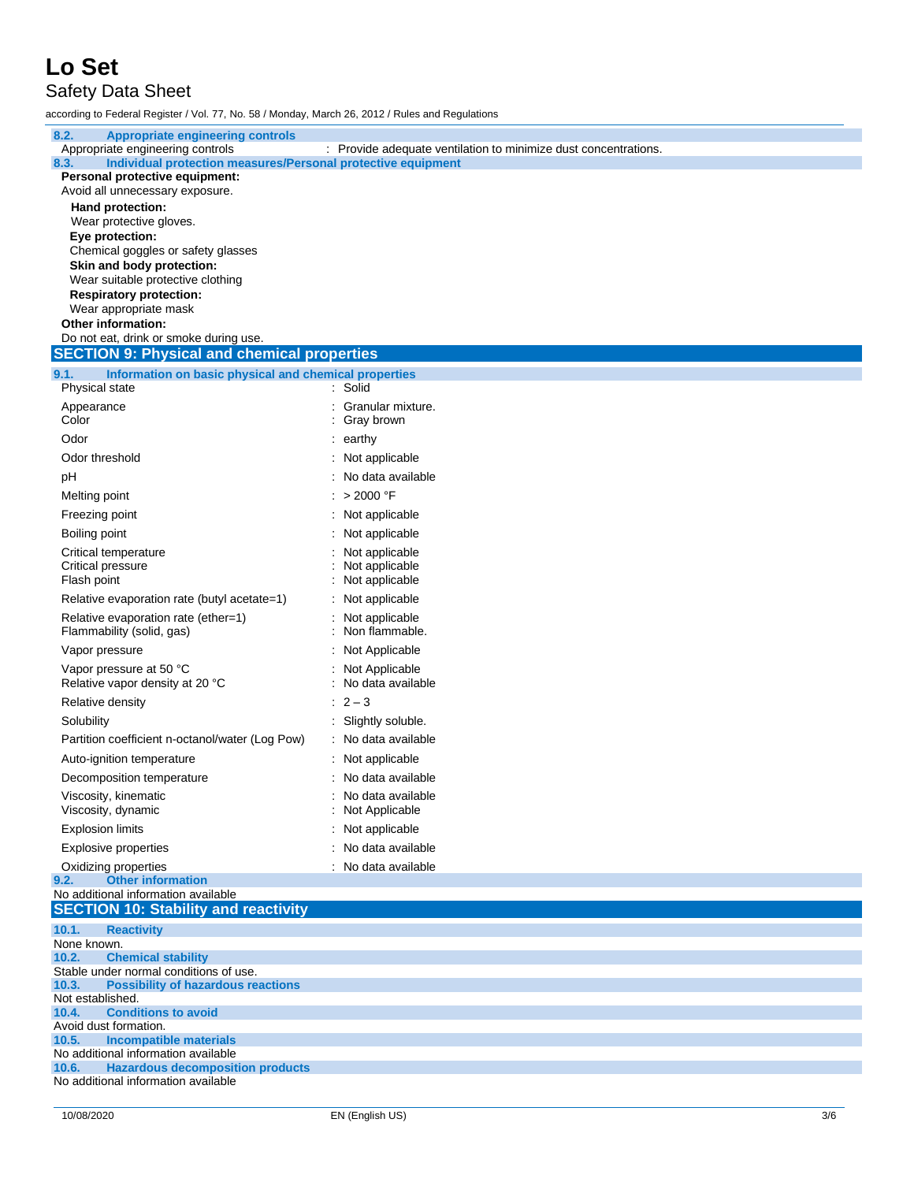### 8.2. Appropriate engineering controls

Appropriate engineering controls : Provide adequate ventilation to minimize dust concentrations.

### 8.3. Individual protection measures/Personal protective equipment

**Personal protective equipment:**

Avoid all unnecessary exposure.

**Hand protection:**

Wear protective gloves.

**Eye protection:**

Chemical goggles or safety glasses

**Skin and body protection:**

Wear suitable protective clothing

**Respiratory protection:**

Wear appropriate mask

**Other information:**

Do not eat, drink or smoke during use.

## SECTION 9: Physical and chemical properties

### 9.1. Information on basic physical and chemical properties

| Property | Value |
|---|---|
| Physical state | Solid |
| Appearance | Granular mixture. |
| Color | Gray brown |
| Odor | earthy |
| Odor threshold | Not applicable |
| pH | No data available |
| Melting point | > 2000 °F |
| Freezing point | Not applicable |
| Boiling point | Not applicable |
| Critical temperature | Not applicable |
| Critical pressure | Not applicable |
| Flash point | Not applicable |
| Relative evaporation rate (butyl acetate=1) | Not applicable |
| Relative evaporation rate (ether=1) | Not applicable |
| Flammability (solid, gas) | Non flammable. |
| Vapor pressure | Not Applicable |
| Vapor pressure at 50 °C | Not Applicable |
| Relative vapor density at 20 °C | No data available |
| Relative density | 2 – 3 |
| Solubility | Slightly soluble. |
| Partition coefficient n-octanol/water (Log Pow) | No data available |
| Auto-ignition temperature | Not applicable |
| Decomposition temperature | No data available |
| Viscosity, kinematic | No data available |
| Viscosity, dynamic | Not Applicable |
| Explosion limits | Not applicable |
| Explosive properties | No data available |
| Oxidizing properties | No data available |

### 9.2. Other information

No additional information available

## SECTION 10: Stability and reactivity

### 10.1. Reactivity

None known.

### 10.2. Chemical stability

Stable under normal conditions of use.

### 10.3. Possibility of hazardous reactions

Not established.

### 10.4. Conditions to avoid

Avoid dust formation.

### 10.5. Incompatible materials

No additional information available

### 10.6. Hazardous decomposition products

No additional information available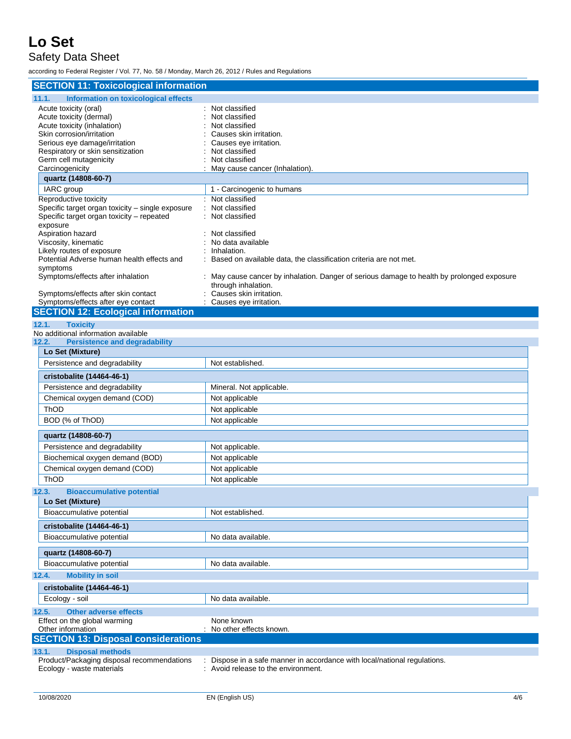## SECTION 11: Toxicological information

### 11.1. Information on toxicological effects

Acute toxicity (oral) : Not classified
Acute toxicity (dermal) : Not classified
Acute toxicity (inhalation) : Not classified
Skin corrosion/irritation : Causes skin irritation.
Serious eye damage/irritation : Causes eye irritation.
Respiratory or skin sensitization : Not classified
Germ cell mutagenicity : Not classified
Carcinogenicity : May cause cancer (Inhalation).

| quartz (14808-60-7) | |
|---|---|
| IARC group | 1 - Carcinogenic to humans |

Reproductive toxicity : Not classified
Specific target organ toxicity – single exposure : Not classified
Specific target organ toxicity – repeated exposure : Not classified
Aspiration hazard : Not classified
Viscosity, kinematic : No data available
Likely routes of exposure : Inhalation.
Potential Adverse human health effects and symptoms : Based on available data, the classification criteria are not met.
Symptoms/effects after inhalation : May cause cancer by inhalation. Danger of serious damage to health by prolonged exposure through inhalation.
Symptoms/effects after skin contact : Causes skin irritation.
Symptoms/effects after eye contact : Causes eye irritation.

## SECTION 12: Ecological information

### 12.1. Toxicity

No additional information available

### 12.2. Persistence and degradability

| Lo Set (Mixture) | |
|---|---|
| Persistence and degradability | Not established. |

| cristobalite (14464-46-1) | |
|---|---|
| Persistence and degradability | Mineral. Not applicable. |
| Chemical oxygen demand (COD) | Not applicable |
| ThOD | Not applicable |
| BOD (% of ThOD) | Not applicable |

| quartz (14808-60-7) | |
|---|---|
| Persistence and degradability | Not applicable. |
| Biochemical oxygen demand (BOD) | Not applicable |
| Chemical oxygen demand (COD) | Not applicable |
| ThOD | Not applicable |

### 12.3. Bioaccumulative potential

| Lo Set (Mixture) | |
|---|---|
| Bioaccumulative potential | Not established. |

| cristobalite (14464-46-1) | |
|---|---|
| Bioaccumulative potential | No data available. |

| quartz (14808-60-7) | |
|---|---|
| Bioaccumulative potential | No data available. |

### 12.4. Mobility in soil

| cristobalite (14464-46-1) | |
|---|---|
| Ecology - soil | No data available. |

### 12.5. Other adverse effects

Effect on the global warming : None known
Other information : No other effects known.

## SECTION 13: Disposal considerations

### 13.1. Disposal methods

Product/Packaging disposal recommendations : Dispose in a safe manner in accordance with local/national regulations.
Ecology - waste materials : Avoid release to the environment.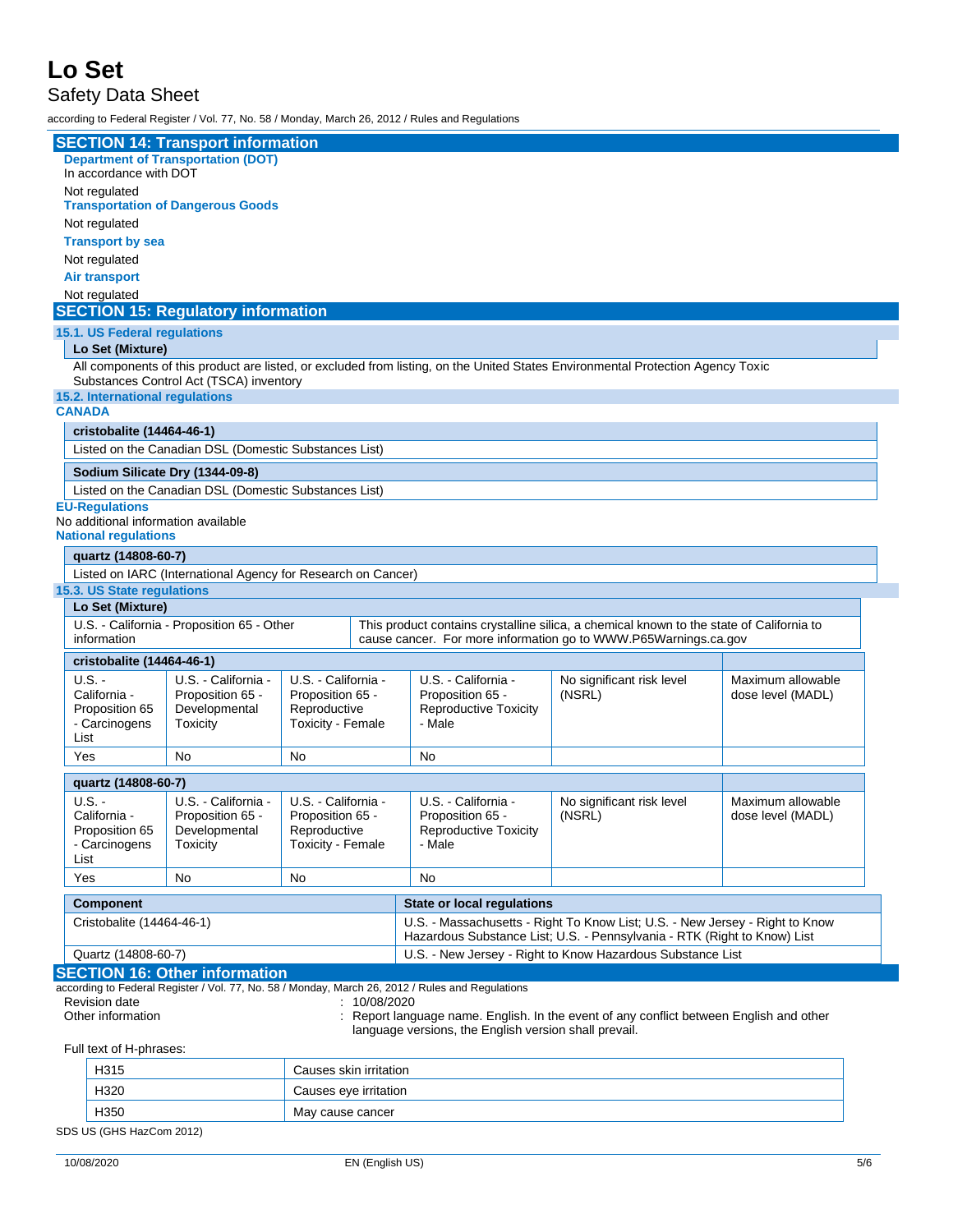## SECTION 14: Transport information

**Department of Transportation (DOT)**

In accordance with DOT

Not regulated

**Transportation of Dangerous Goods**

Not regulated

**Transport by sea**

Not regulated

**Air transport**

Not regulated

## SECTION 15: Regulatory information

### 15.1. US Federal regulations

| Lo Set (Mixture) |
|---|
| All components of this product are listed, or excluded from listing, on the United States Environmental Protection Agency Toxic Substances Control Act (TSCA) inventory |

### 15.2. International regulations

**CANADA**

| cristobalite (14464-46-1) |
|---|
| Listed on the Canadian DSL (Domestic Substances List) |

| Sodium Silicate Dry (1344-09-8) |
|---|
| Listed on the Canadian DSL (Domestic Substances List) |

**EU-Regulations**

No additional information available

**National regulations**

| quartz (14808-60-7) |
|---|
| Listed on IARC (International Agency for Research on Cancer) |

### 15.3. US State regulations

| Lo Set (Mixture) | |
|---|---|
| U.S. - California - Proposition 65 - Other information | This product contains crystalline silica, a chemical known to the state of California to cause cancer. For more information go to WWW.P65Warnings.ca.gov |

| cristobalite (14464-46-1) | | | | | |
|---|---|---|---|---|---|
| U.S. - California - Proposition 65 - Carcinogens List | U.S. - California - Proposition 65 - Developmental Toxicity | U.S. - California - Proposition 65 - Reproductive Toxicity - Female | U.S. - California - Proposition 65 - Reproductive Toxicity - Male | No significant risk level (NSRL) | Maximum allowable dose level (MADL) |
| Yes | No | No | No | | |

| quartz (14808-60-7) | | | | | |
|---|---|---|---|---|---|
| U.S. - California - Proposition 65 - Carcinogens List | U.S. - California - Proposition 65 - Developmental Toxicity | U.S. - California - Proposition 65 - Reproductive Toxicity - Female | U.S. - California - Proposition 65 - Reproductive Toxicity - Male | No significant risk level (NSRL) | Maximum allowable dose level (MADL) |
| Yes | No | No | No | | |

| Component | State or local regulations |
|---|---|
| Cristobalite (14464-46-1) | U.S. - Massachusetts - Right To Know List; U.S. - New Jersey - Right to Know Hazardous Substance List; U.S. - Pennsylvania - RTK (Right to Know) List |
| Quartz (14808-60-7) | U.S. - New Jersey - Right to Know Hazardous Substance List |

## SECTION 16: Other information

according to Federal Register / Vol. 77, No. 58 / Monday, March 26, 2012 / Rules and Regulations

Revision date : 10/08/2020

Other information : Report language name. English. In the event of any conflict between English and other language versions, the English version shall prevail.

Full text of H-phrases:

| | |
|---|---|
| H315 | Causes skin irritation |
| H320 | Causes eye irritation |
| H350 | May cause cancer |

SDS US (GHS HazCom 2012)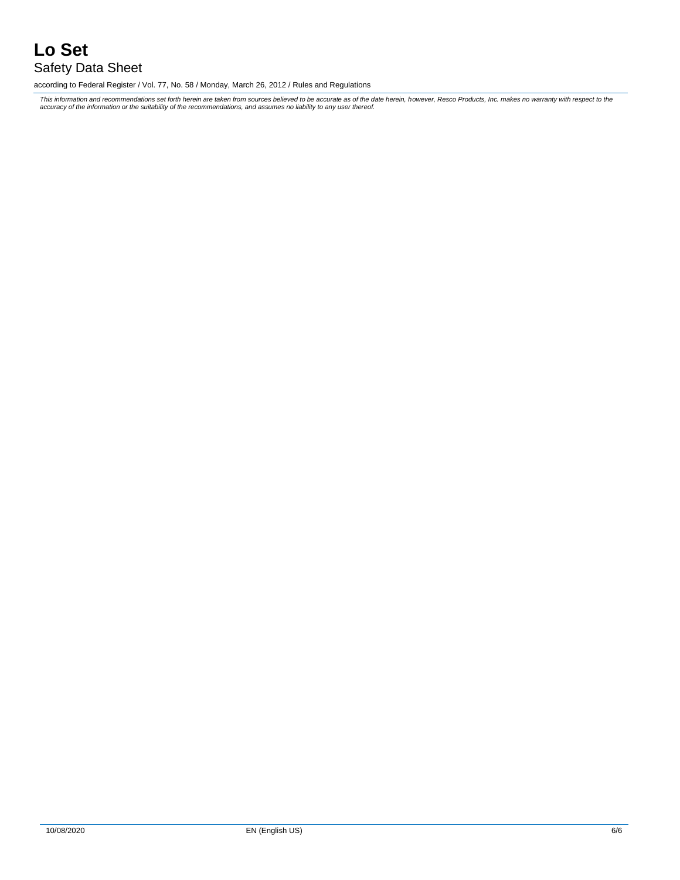*This information and recommendations set forth herein are taken from sources believed to be accurate as of the date herein, however, Resco Products, Inc. makes no warranty with respect to the accuracy of the information or the suitability of the recommendations, and assumes no liability to any user thereof.*